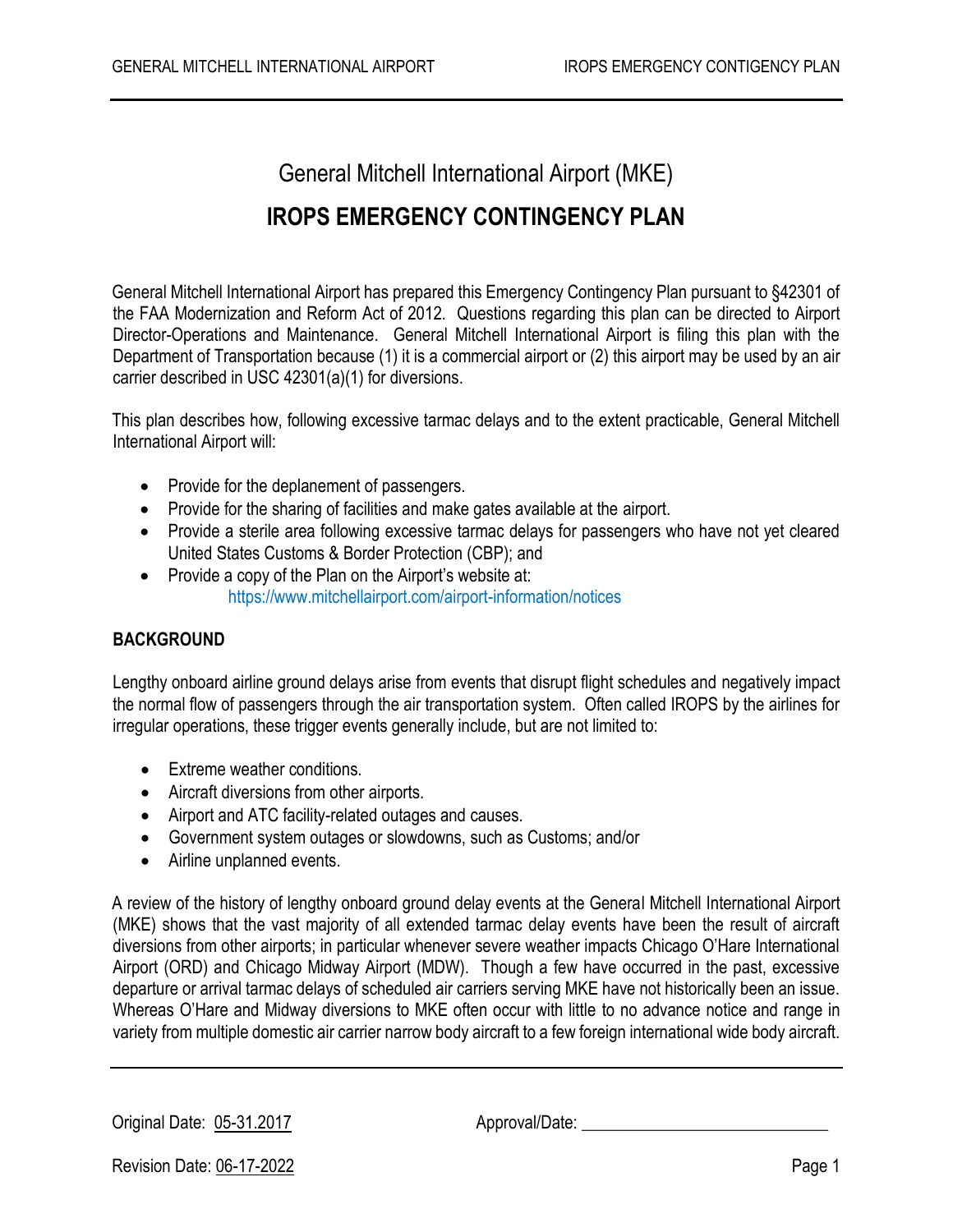# General Mitchell International Airport (MKE)

## IROPS EMERGENCY CONTINGENCY PLAN

General Mitchell International Airport has prepared this Emergency Contingency Plan pursuant to §42301 of the FAA Modernization and Reform Act of 2012. Questions regarding this plan can be directed to Airport Director-Operations and Maintenance. General Mitchell International Airport is filing this plan with the Department of Transportation because (1) it is a commercial airport or (2) this airport may be used by an air carrier described in USC 42301(a)(1) for diversions.

This plan describes how, following excessive tarmac delays and to the extent practicable, General Mitchell International Airport will:

- Provide for the deplanement of passengers.
- Provide for the sharing of facilities and make gates available at the airport.
- Provide a sterile area following excessive tarmac delays for passengers who have not yet cleared United States Customs & Border Protection (CBP); and
- Provide a copy of the Plan on the Airport's website at: https://www.mitchellairport.com/airport-information/notices

### BACKGROUND

Lengthy onboard airline ground delays arise from events that disrupt flight schedules and negatively impact the normal flow of passengers through the air transportation system. Often called IROPS by the airlines for irregular operations, these trigger events generally include, but are not limited to:

- Extreme weather conditions.
- Aircraft diversions from other airports.
- Airport and ATC facility-related outages and causes.
- Government system outages or slowdowns, such as Customs; and/or
- Airline unplanned events.

A review of the history of lengthy onboard ground delay events at the General Mitchell International Airport (MKE) shows that the vast majority of all extended tarmac delay events have been the result of aircraft diversions from other airports; in particular whenever severe weather impacts Chicago O'Hare International Airport (ORD) and Chicago Midway Airport (MDW). Though a few have occurred in the past, excessive departure or arrival tarmac delays of scheduled air carriers serving MKE have not historically been an issue. Whereas O'Hare and Midway diversions to MKE often occur with little to no advance notice and range in variety from multiple domestic air carrier narrow body aircraft to a few foreign international wide body aircraft.

Original Date: 05-31.2017 Approval/Date: ____________________________

Revision Date: 06-17-2022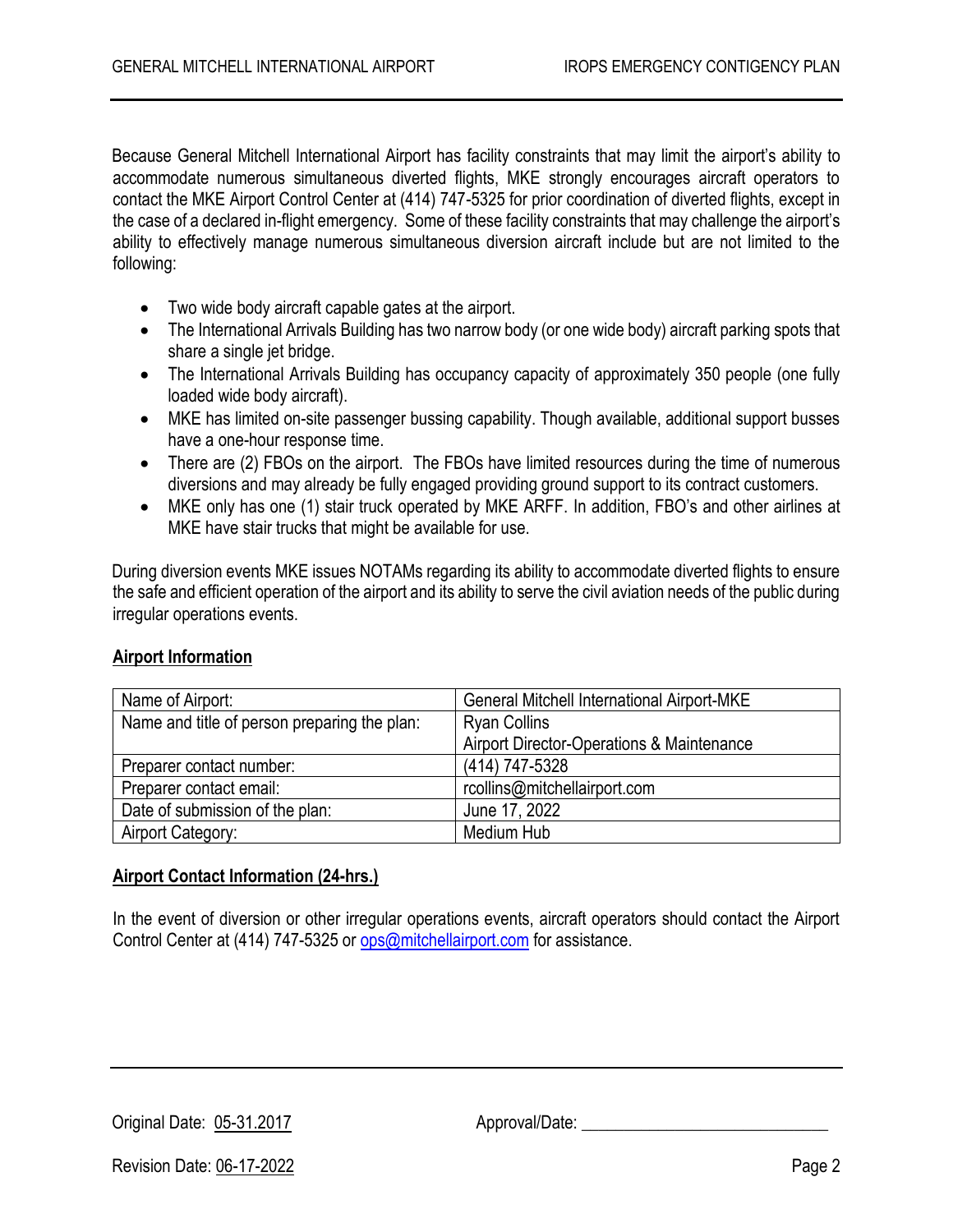Because General Mitchell International Airport has facility constraints that may limit the airport's ability to accommodate numerous simultaneous diverted flights, MKE strongly encourages aircraft operators to contact the MKE Airport Control Center at (414) 747-5325 for prior coordination of diverted flights, except in the case of a declared in-flight emergency. Some of these facility constraints that may challenge the airport's ability to effectively manage numerous simultaneous diversion aircraft include but are not limited to the following:

- Two wide body aircraft capable gates at the airport.
- The International Arrivals Building has two narrow body (or one wide body) aircraft parking spots that share a single jet bridge.
- The International Arrivals Building has occupancy capacity of approximately 350 people (one fully loaded wide body aircraft).
- MKE has limited on-site passenger bussing capability. Though available, additional support busses have a one-hour response time.
- There are (2) FBOs on the airport. The FBOs have limited resources during the time of numerous diversions and may already be fully engaged providing ground support to its contract customers.
- MKE only has one (1) stair truck operated by MKE ARFF. In addition, FBO's and other airlines at MKE have stair trucks that might be available for use.

During diversion events MKE issues NOTAMs regarding its ability to accommodate diverted flights to ensure the safe and efficient operation of the airport and its ability to serve the civil aviation needs of the public during irregular operations events.

**Airport Information**

| | |
|---|---|
| Name of Airport: | General Mitchell International Airport-MKE |
| Name and title of person preparing the plan: | Ryan Collins<br>Airport Director-Operations & Maintenance |
| Preparer contact number: | (414) 747-5328 |
| Preparer contact email: | rcollins@mitchellairport.com |
| Date of submission of the plan: | June 17, 2022 |
| Airport Category: | Medium Hub |

**Airport Contact Information (24-hrs.)**

In the event of diversion or other irregular operations events, aircraft operators should contact the Airport Control Center at (414) 747-5325 or ops@mitchellairport.com for assistance.

Original Date: 05-31.2017 Approval/Date: ____________________________

Revision Date: 06-17-2022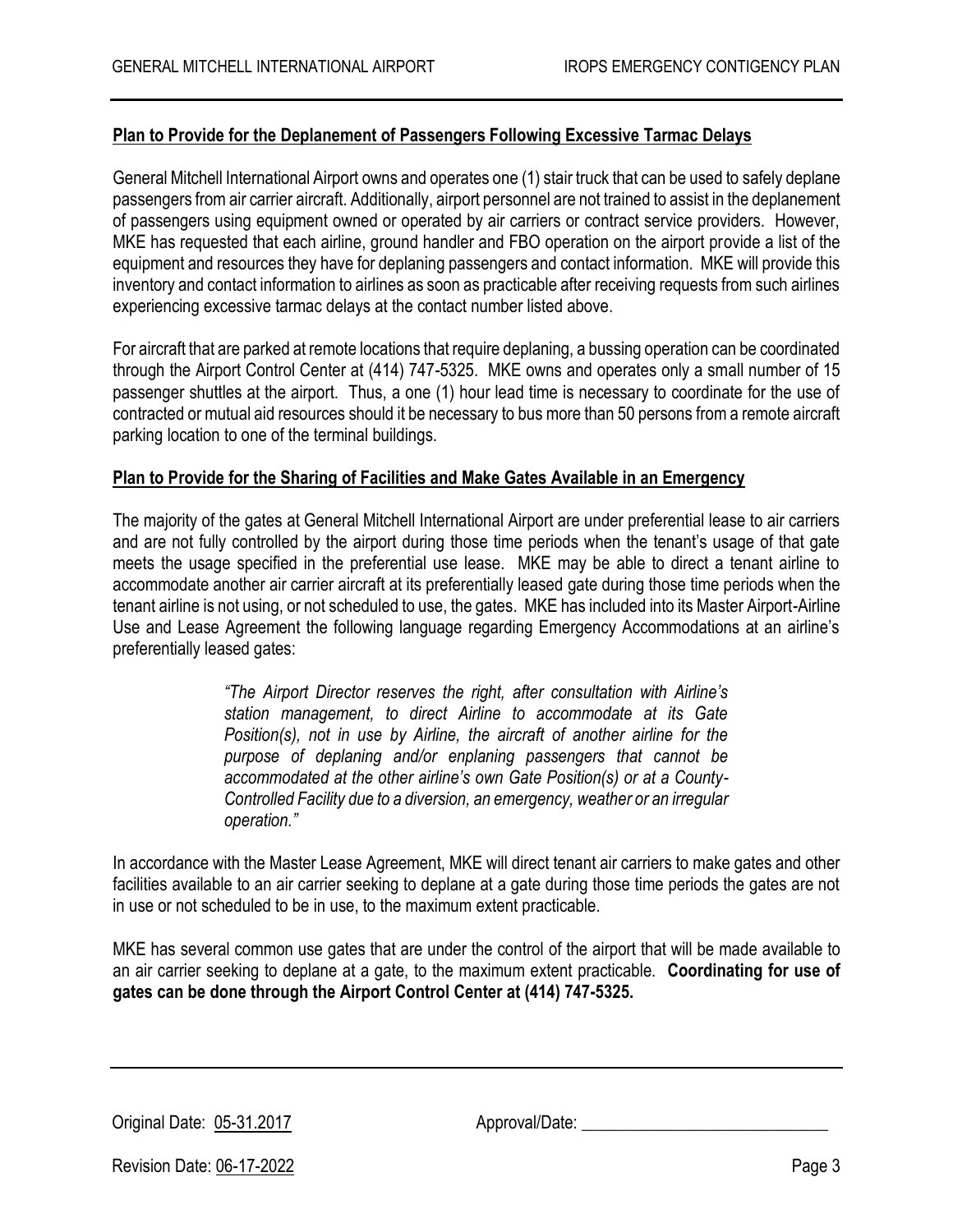**Plan to Provide for the Deplanement of Passengers Following Excessive Tarmac Delays**

General Mitchell International Airport owns and operates one (1) stair truck that can be used to safely deplane passengers from air carrier aircraft. Additionally, airport personnel are not trained to assist in the deplanement of passengers using equipment owned or operated by air carriers or contract service providers. However, MKE has requested that each airline, ground handler and FBO operation on the airport provide a list of the equipment and resources they have for deplaning passengers and contact information. MKE will provide this inventory and contact information to airlines as soon as practicable after receiving requests from such airlines experiencing excessive tarmac delays at the contact number listed above.

For aircraft that are parked at remote locations that require deplaning, a bussing operation can be coordinated through the Airport Control Center at (414) 747-5325. MKE owns and operates only a small number of 15 passenger shuttles at the airport. Thus, a one (1) hour lead time is necessary to coordinate for the use of contracted or mutual aid resources should it be necessary to bus more than 50 persons from a remote aircraft parking location to one of the terminal buildings.

**Plan to Provide for the Sharing of Facilities and Make Gates Available in an Emergency**

The majority of the gates at General Mitchell International Airport are under preferential lease to air carriers and are not fully controlled by the airport during those time periods when the tenant's usage of that gate meets the usage specified in the preferential use lease. MKE may be able to direct a tenant airline to accommodate another air carrier aircraft at its preferentially leased gate during those time periods when the tenant airline is not using, or not scheduled to use, the gates. MKE has included into its Master Airport-Airline Use and Lease Agreement the following language regarding Emergency Accommodations at an airline's preferentially leased gates:

> *"The Airport Director reserves the right, after consultation with Airline's station management, to direct Airline to accommodate at its Gate Position(s), not in use by Airline, the aircraft of another airline for the purpose of deplaning and/or enplaning passengers that cannot be accommodated at the other airline's own Gate Position(s) or at a County-Controlled Facility due to a diversion, an emergency, weather or an irregular operation."*

In accordance with the Master Lease Agreement, MKE will direct tenant air carriers to make gates and other facilities available to an air carrier seeking to deplane at a gate during those time periods the gates are not in use or not scheduled to be in use, to the maximum extent practicable.

MKE has several common use gates that are under the control of the airport that will be made available to an air carrier seeking to deplane at a gate, to the maximum extent practicable. **Coordinating for use of gates can be done through the Airport Control Center at (414) 747-5325.**

Original Date: 05-31.2017 Approval/Date: ____________________________

Revision Date: 06-17-2022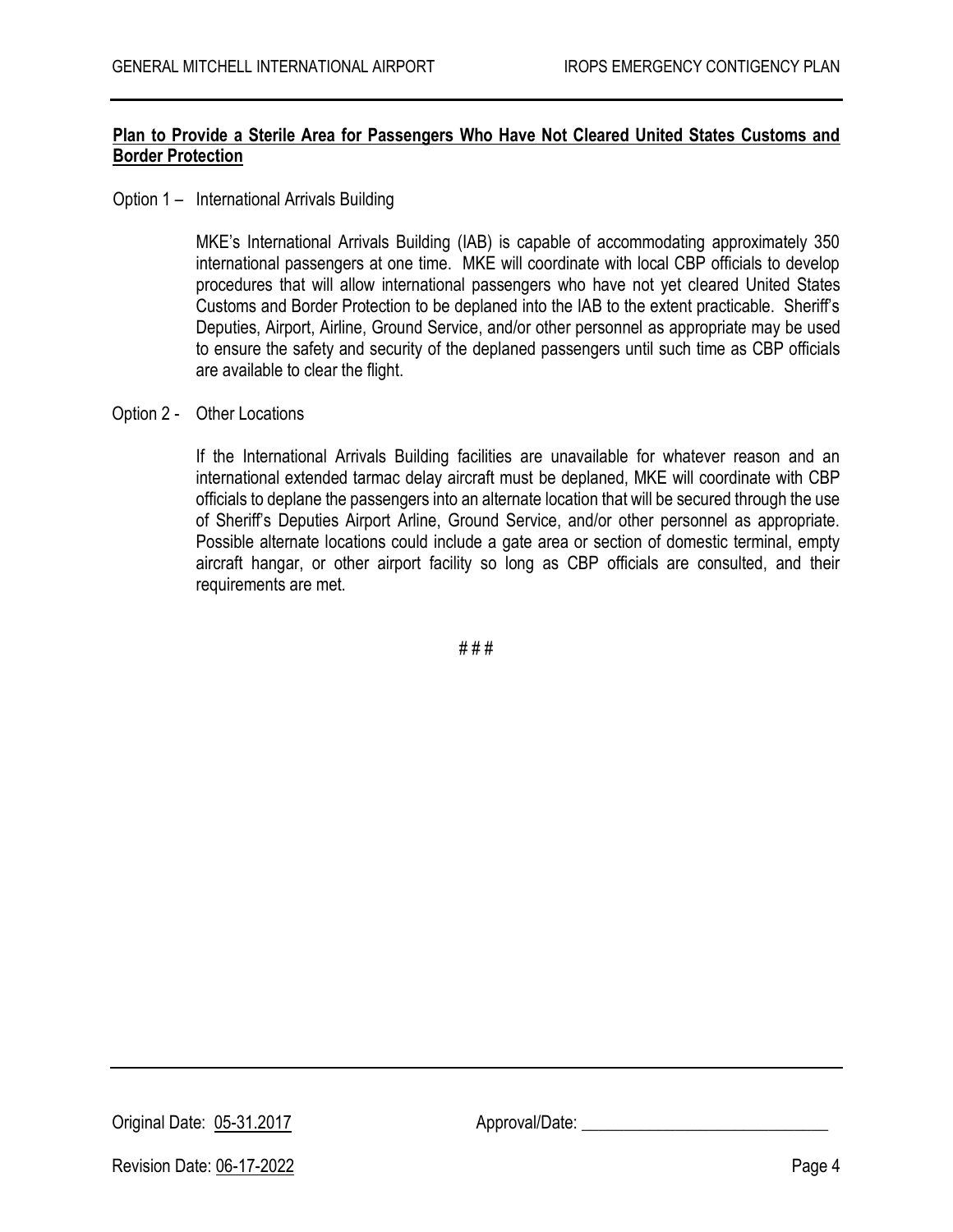**Plan to Provide a Sterile Area for Passengers Who Have Not Cleared United States Customs and Border Protection**

Option 1 – International Arrivals Building

MKE's International Arrivals Building (IAB) is capable of accommodating approximately 350 international passengers at one time. MKE will coordinate with local CBP officials to develop procedures that will allow international passengers who have not yet cleared United States Customs and Border Protection to be deplaned into the IAB to the extent practicable. Sheriff's Deputies, Airport, Airline, Ground Service, and/or other personnel as appropriate may be used to ensure the safety and security of the deplaned passengers until such time as CBP officials are available to clear the flight.

Option 2 - Other Locations

If the International Arrivals Building facilities are unavailable for whatever reason and an international extended tarmac delay aircraft must be deplaned, MKE will coordinate with CBP officials to deplane the passengers into an alternate location that will be secured through the use of Sheriff's Deputies Airport Arline, Ground Service, and/or other personnel as appropriate. Possible alternate locations could include a gate area or section of domestic terminal, empty aircraft hangar, or other airport facility so long as CBP officials are consulted, and their requirements are met.

# # #